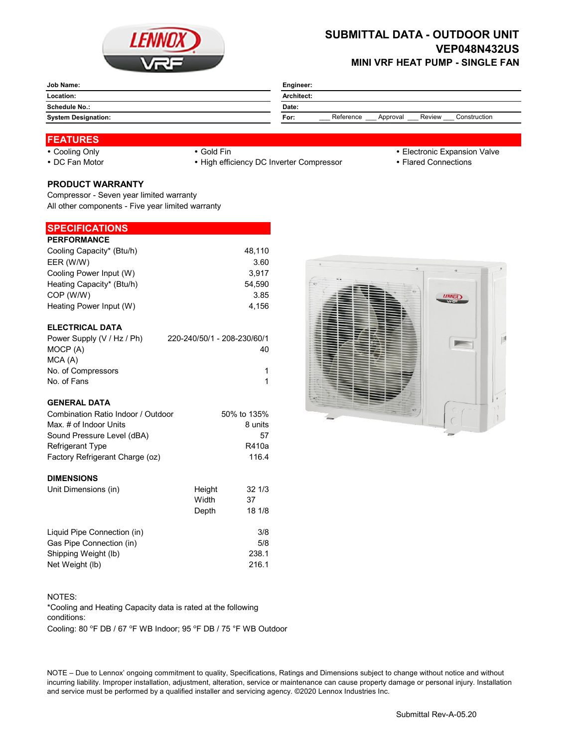# SUBMITTAL DATA - OUTDOOR UNIT

## VEP048N432US

### MINI VRF HEAT PUMP - SINGLE FAN

| | | | |
|---|---|---|---|
| **Job Name:** | | **Engineer:** | |
| **Location:** | | **Architect:** | |
| **Schedule No.:** | | **Date:** | |
| **System Designation:** | | **For:** | ___ Reference ___ Approval ___ Review ___ Construction |

## FEATURES

- Cooling Only
- DC Fan Motor
- Gold Fin
- High efficiency DC Inverter Compressor
- Electronic Expansion Valve
- Flared Connections

## PRODUCT WARRANTY

Compressor - Seven year limited warranty
All other components - Five year limited warranty

## SPECIFICATIONS

### PERFORMANCE

| | |
|---|---|
| Cooling Capacity* (Btu/h) | 48,110 |
| EER (W/W) | 3.60 |
| Cooling Power Input (W) | 3,917 |
| Heating Capacity* (Btu/h) | 54,590 |
| COP (W/W) | 3.85 |
| Heating Power Input (W) | 4,156 |

### ELECTRICAL DATA

| | |
|---|---|
| Power Supply (V / Hz / Ph) | 220-240/50/1 - 208-230/60/1 |
| MOCP (A) | 40 |
| MCA (A) | |
| No. of Compressors | 1 |
| No. of Fans | 1 |

### GENERAL DATA

| | |
|---|---|
| Combination Ratio Indoor / Outdoor | 50% to 135% |
| Max. # of Indoor Units | 8 units |
| Sound Pressure Level (dBA) | 57 |
| Refrigerant Type | R410a |
| Factory Refrigerant Charge (oz) | 116.4 |

### DIMENSIONS

| | | |
|---|---|---|
| Unit Dimensions (in) | Height | 32 1/3 |
| | Width | 37 |
| | Depth | 18 1/8 |

| | |
|---|---|
| Liquid Pipe Connection (in) | 3/8 |
| Gas Pipe Connection (in) | 5/8 |
| Shipping Weight (lb) | 238.1 |
| Net Weight (lb) | 216.1 |

NOTES:
*Cooling and Heating Capacity data is rated at the following conditions:
Cooling: 80 °F DB / 67 °F WB Indoor; 95 °F DB / 75 °F WB Outdoor

NOTE – Due to Lennox' ongoing commitment to quality, Specifications, Ratings and Dimensions subject to change without notice and without incurring liability. Improper installation, adjustment, alteration, service or maintenance can cause property damage or personal injury. Installation and service must be performed by a qualified installer and servicing agency. ©2020 Lennox Industries Inc.

Submittal Rev-A-05.20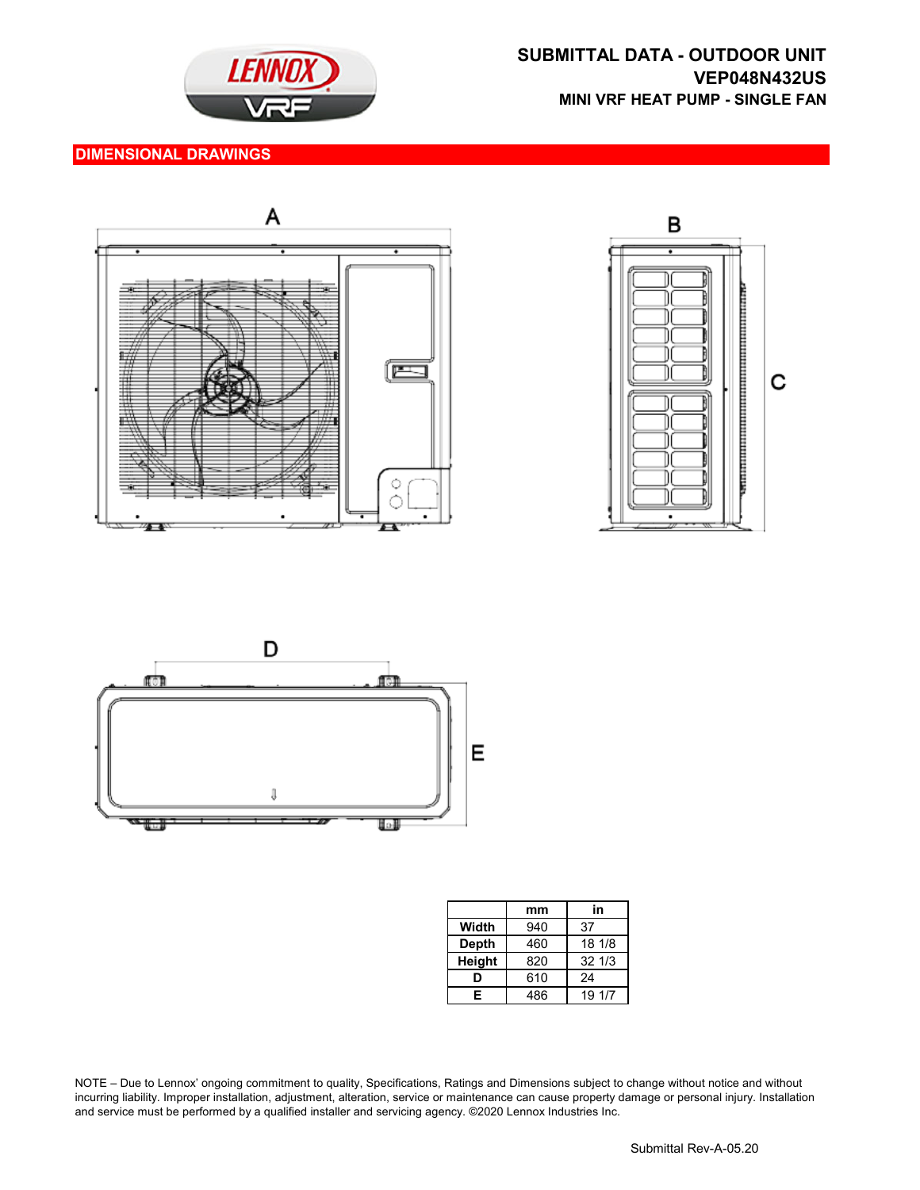# SUBMITTAL DATA - OUTDOOR UNIT
## VEP048N432US
### MINI VRF HEAT PUMP - SINGLE FAN

## DIMENSIONAL DRAWINGS

A

B

C

D

E

| | mm | in |
|---|---|---|
| Width | 940 | 37 |
| Depth | 460 | 18 1/8 |
| Height | 820 | 32 1/3 |
| D | 610 | 24 |
| E | 486 | 19 1/7 |

NOTE – Due to Lennox' ongoing commitment to quality, Specifications, Ratings and Dimensions subject to change without notice and without incurring liability. Improper installation, adjustment, alteration, service or maintenance can cause property damage or personal injury. Installation and service must be performed by a qualified installer and servicing agency. ©2020 Lennox Industries Inc.

Submittal Rev-A-05.20